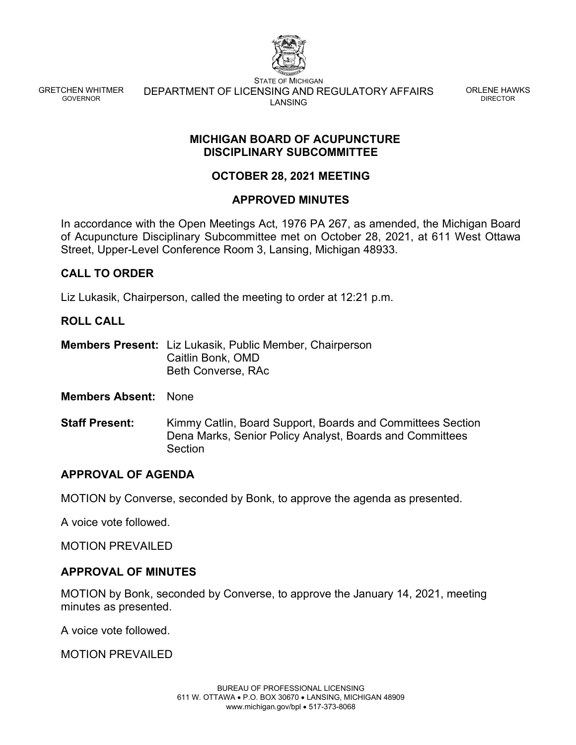STATE OF MICHIGAN

GRETCHEN WHITMER
GOVERNOR

DEPARTMENT OF LICENSING AND REGULATORY AFFAIRS
LANSING

ORLENE HAWKS
DIRECTOR

# MICHIGAN BOARD OF ACUPUNCTURE DISCIPLINARY SUBCOMMITTEE

## OCTOBER 28, 2021 MEETING

## APPROVED MINUTES

In accordance with the Open Meetings Act, 1976 PA 267, as amended, the Michigan Board of Acupuncture Disciplinary Subcommittee met on October 28, 2021, at 611 West Ottawa Street, Upper-Level Conference Room 3, Lansing, Michigan 48933.

### CALL TO ORDER

Liz Lukasik, Chairperson, called the meeting to order at 12:21 p.m.

### ROLL CALL

**Members Present:** Liz Lukasik, Public Member, Chairperson
Caitlin Bonk, OMD
Beth Converse, RAc

**Members Absent:** None

**Staff Present:** Kimmy Catlin, Board Support, Boards and Committees Section
Dena Marks, Senior Policy Analyst, Boards and Committees Section

### APPROVAL OF AGENDA

MOTION by Converse, seconded by Bonk, to approve the agenda as presented.

A voice vote followed.

MOTION PREVAILED

### APPROVAL OF MINUTES

MOTION by Bonk, seconded by Converse, to approve the January 14, 2021, meeting minutes as presented.

A voice vote followed.

MOTION PREVAILED

BUREAU OF PROFESSIONAL LICENSING
611 W. OTTAWA • P.O. BOX 30670 • LANSING, MICHIGAN 48909
www.michigan.gov/bpl • 517-373-8068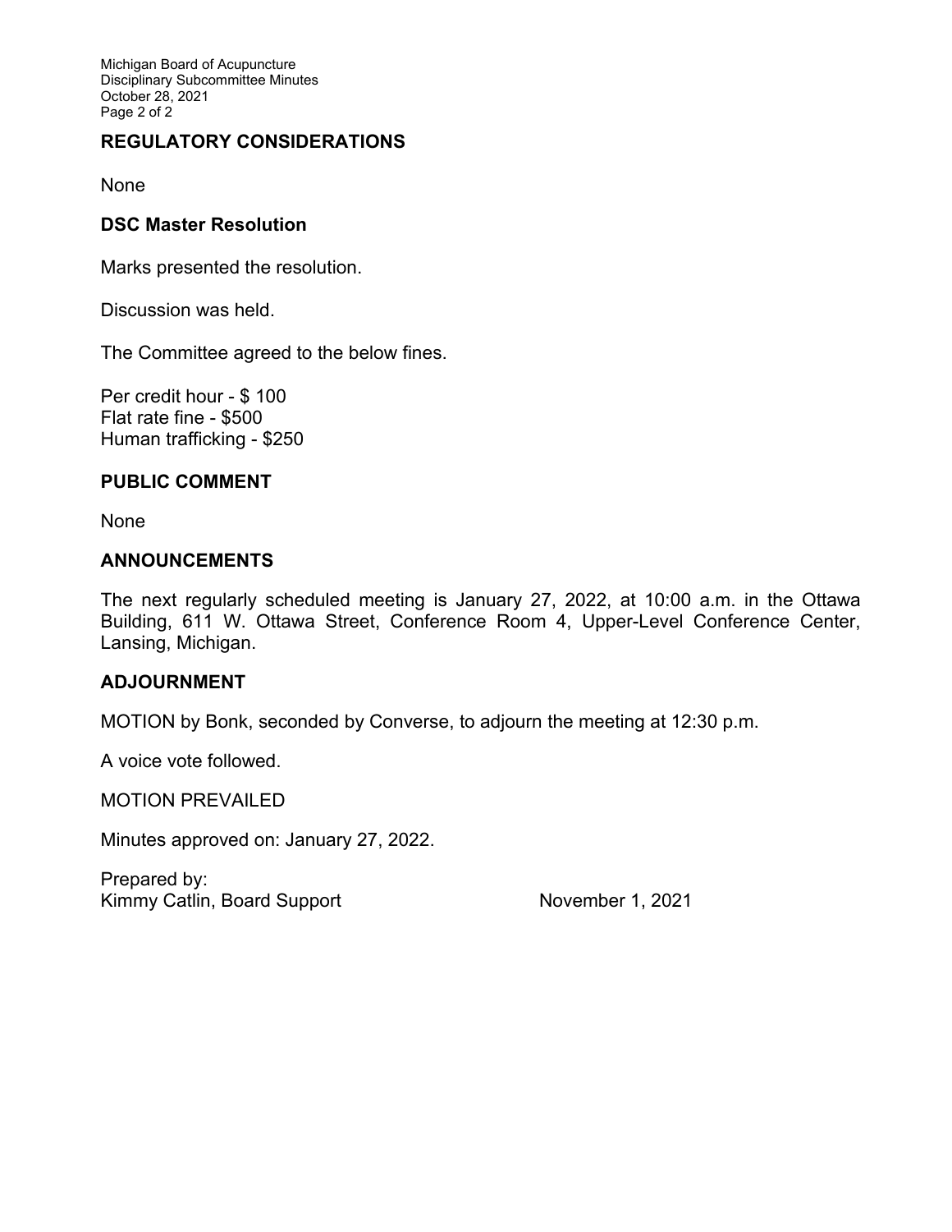## REGULATORY CONSIDERATIONS

None

## DSC Master Resolution

Marks presented the resolution.

Discussion was held.

The Committee agreed to the below fines.

Per credit hour - $ 100
Flat rate fine - $500
Human trafficking - $250

## PUBLIC COMMENT

None

## ANNOUNCEMENTS

The next regularly scheduled meeting is January 27, 2022, at 10:00 a.m. in the Ottawa Building, 611 W. Ottawa Street, Conference Room 4, Upper-Level Conference Center, Lansing, Michigan.

## ADJOURNMENT

MOTION by Bonk, seconded by Converse, to adjourn the meeting at 12:30 p.m.

A voice vote followed.

MOTION PREVAILED

Minutes approved on: January 27, 2022.

Prepared by:
Kimmy Catlin, Board Support November 1, 2021